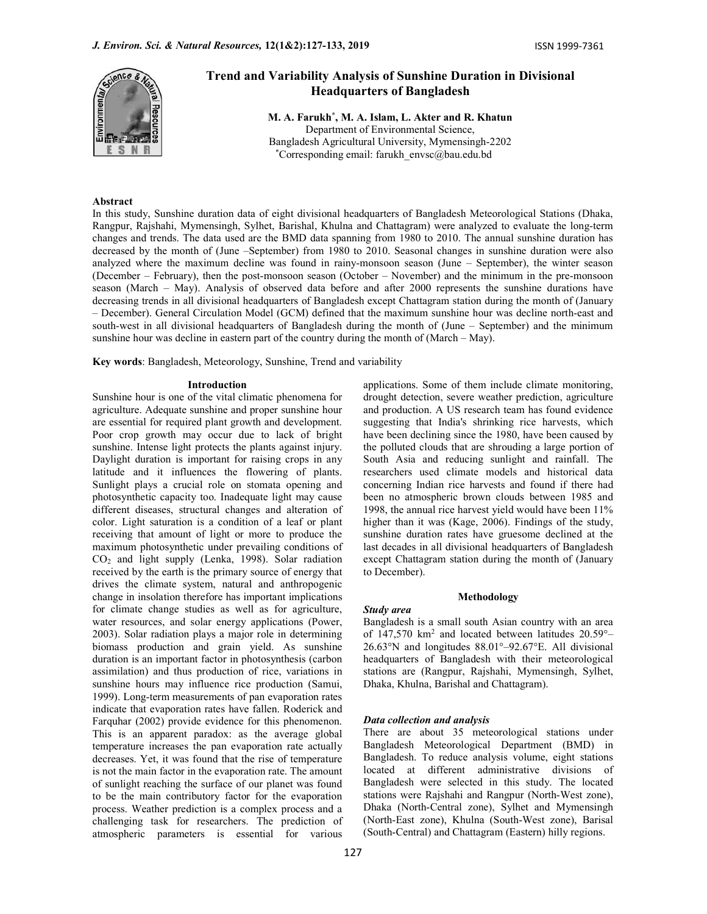# Trend and Variability Analysis of Sunshine Duration in Divisional Headquarters of Bangladesh

**M. A. Farukh*, M. A. Islam, L. Akter and R. Khatun**

Department of Environmental Science,
Bangladesh Agricultural University, Mymensingh-2202
*Corresponding email: farukh_envsc@bau.edu.bd

## Abstract

In this study, Sunshine duration data of eight divisional headquarters of Bangladesh Meteorological Stations (Dhaka, Rangpur, Rajshahi, Mymensingh, Sylhet, Barishal, Khulna and Chattagram) were analyzed to evaluate the long-term changes and trends. The data used are the BMD data spanning from 1980 to 2010. The annual sunshine duration has decreased by the month of (June –September) from 1980 to 2010. Seasonal changes in sunshine duration were also analyzed where the maximum decline was found in rainy-monsoon season (June – September), the winter season (December – February), then the post-monsoon season (October – November) and the minimum in the pre-monsoon season (March – May). Analysis of observed data before and after 2000 represents the sunshine durations have decreasing trends in all divisional headquarters of Bangladesh except Chattagram station during the month of (January – December). General Circulation Model (GCM) defined that the maximum sunshine hour was decline north-east and south-west in all divisional headquarters of Bangladesh during the month of (June – September) and the minimum sunshine hour was decline in eastern part of the country during the month of (March – May).

**Key words**: Bangladesh, Meteorology, Sunshine, Trend and variability

## Introduction

Sunshine hour is one of the vital climatic phenomena for agriculture. Adequate sunshine and proper sunshine hour are essential for required plant growth and development. Poor crop growth may occur due to lack of bright sunshine. Intense light protects the plants against injury. Daylight duration is important for raising crops in any latitude and it influences the flowering of plants. Sunlight plays a crucial role on stomata opening and photosynthetic capacity too. Inadequate light may cause different diseases, structural changes and alteration of color. Light saturation is a condition of a leaf or plant receiving that amount of light or more to produce the maximum photosynthetic under prevailing conditions of $CO_2$ and light supply (Lenka, 1998). Solar radiation received by the earth is the primary source of energy that drives the climate system, natural and anthropogenic change in insolation therefore has important implications for climate change studies as well as for agriculture, water resources, and solar energy applications (Power, 2003). Solar radiation plays a major role in determining biomass production and grain yield. As sunshine duration is an important factor in photosynthesis (carbon assimilation) and thus production of rice, variations in sunshine hours may influence rice production (Samui, 1999). Long-term measurements of pan evaporation rates indicate that evaporation rates have fallen. Roderick and Farquhar (2002) provide evidence for this phenomenon. This is an apparent paradox: as the average global temperature increases the pan evaporation rate actually decreases. Yet, it was found that the rise of temperature is not the main factor in the evaporation rate. The amount of sunlight reaching the surface of our planet was found to be the main contributory factor for the evaporation process. Weather prediction is a complex process and a challenging task for researchers. The prediction of atmospheric parameters is essential for various applications. Some of them include climate monitoring, drought detection, severe weather prediction, agriculture and production. A US research team has found evidence suggesting that India's shrinking rice harvests, which have been declining since the 1980, have been caused by the polluted clouds that are shrouding a large portion of South Asia and reducing sunlight and rainfall. The researchers used climate models and historical data concerning Indian rice harvests and found if there had been no atmospheric brown clouds between 1985 and 1998, the annual rice harvest yield would have been 11% higher than it was (Kage, 2006). Findings of the study, sunshine duration rates have gruesome declined at the last decades in all divisional headquarters of Bangladesh except Chattagram station during the month of (January to December).

## Methodology

### *Study area*

Bangladesh is a small south Asian country with an area of 147,570 km$^2$ and located between latitudes 20.59°–26.63°N and longitudes 88.01°–92.67°E. All divisional headquarters of Bangladesh with their meteorological stations are (Rangpur, Rajshahi, Mymensingh, Sylhet, Dhaka, Khulna, Barishal and Chattagram).

### *Data collection and analysis*

There are about 35 meteorological stations under Bangladesh Meteorological Department (BMD) in Bangladesh. To reduce analysis volume, eight stations located at different administrative divisions of Bangladesh were selected in this study. The located stations were Rajshahi and Rangpur (North-West zone), Dhaka (North-Central zone), Sylhet and Mymensingh (North-East zone), Khulna (South-West zone), Barisal (South-Central) and Chattagram (Eastern) hilly regions.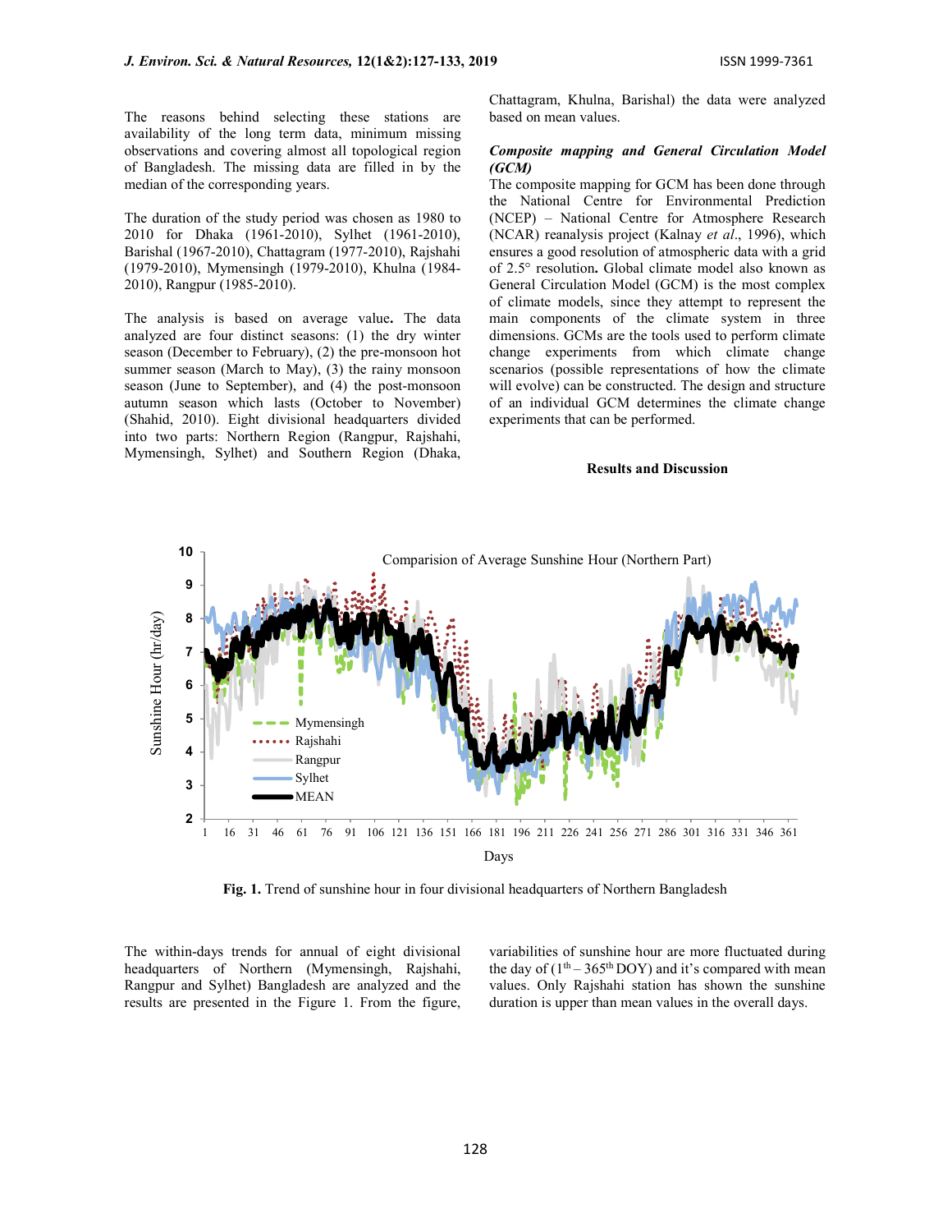The reasons behind selecting these stations are availability of the long term data, minimum missing observations and covering almost all topological region of Bangladesh. The missing data are filled in by the median of the corresponding years.

The duration of the study period was chosen as 1980 to 2010 for Dhaka (1961-2010), Sylhet (1961-2010), Barishal (1967-2010), Chattagram (1977-2010), Rajshahi (1979-2010), Mymensingh (1979-2010), Khulna (1984-2010), Rangpur (1985-2010).

The analysis is based on average value**.** The data analyzed are four distinct seasons: (1) the dry winter season (December to February), (2) the pre-monsoon hot summer season (March to May), (3) the rainy monsoon season (June to September), and (4) the post-monsoon autumn season which lasts (October to November) (Shahid, 2010). Eight divisional headquarters divided into two parts: Northern Region (Rangpur, Rajshahi, Mymensingh, Sylhet) and Southern Region (Dhaka, Chattagram, Khulna, Barishal) the data were analyzed based on mean values.

***Composite mapping and General Circulation Model (GCM)***

The composite mapping for GCM has been done through the National Centre for Environmental Prediction (NCEP) – National Centre for Atmosphere Research (NCAR) reanalysis project (Kalnay *et al*., 1996), which ensures a good resolution of atmospheric data with a grid of 2.5° resolution**.** Global climate model also known as General Circulation Model (GCM) is the most complex of climate models, since they attempt to represent the main components of the climate system in three dimensions. GCMs are the tools used to perform climate change experiments from which climate change scenarios (possible representations of how the climate will evolve) can be constructed. The design and structure of an individual GCM determines the climate change experiments that can be performed.

## Results and Discussion

**Fig. 1.** Trend of sunshine hour in four divisional headquarters of Northern Bangladesh

The within-days trends for annual of eight divisional headquarters of Northern (Mymensingh, Rajshahi, Rangpur and Sylhet) Bangladesh are analyzed and the results are presented in the Figure 1. From the figure, variabilities of sunshine hour are more fluctuated during the day of (1[th] – 365[th] DOY) and it's compared with mean values. Only Rajshahi station has shown the sunshine duration is upper than mean values in the overall days.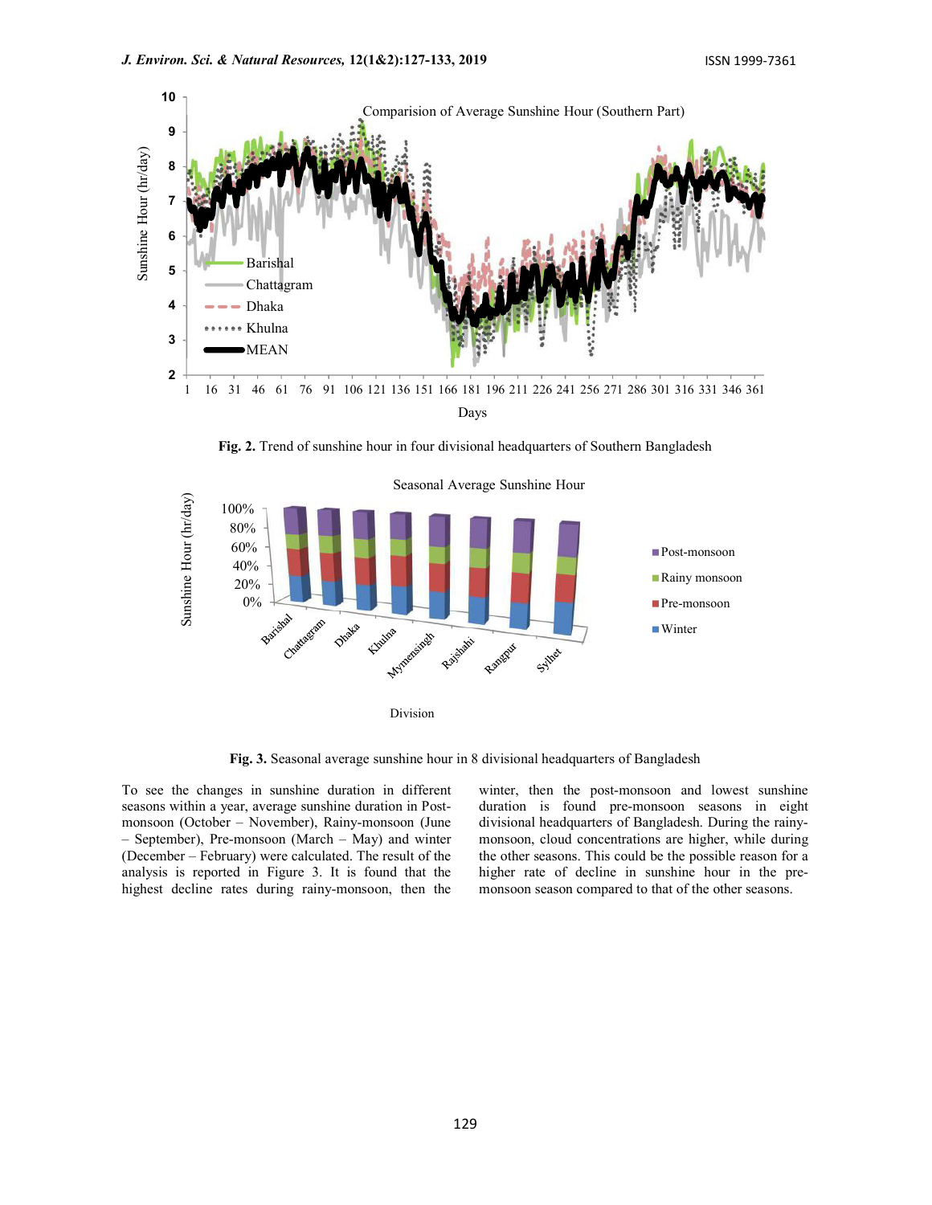**Fig. 2.** Trend of sunshine hour in four divisional headquarters of Southern Bangladesh

**Fig. 3.** Seasonal average sunshine hour in 8 divisional headquarters of Bangladesh

To see the changes in sunshine duration in different seasons within a year, average sunshine duration in Post-monsoon (October – November), Rainy-monsoon (June – September), Pre-monsoon (March – May) and winter (December – February) were calculated. The result of the analysis is reported in Figure 3. It is found that the highest decline rates during rainy-monsoon, then the winter, then the post-monsoon and lowest sunshine duration is found pre-monsoon seasons in eight divisional headquarters of Bangladesh. During the rainy-monsoon, cloud concentrations are higher, while during the other seasons. This could be the possible reason for a higher rate of decline in sunshine hour in the pre-monsoon season compared to that of the other seasons.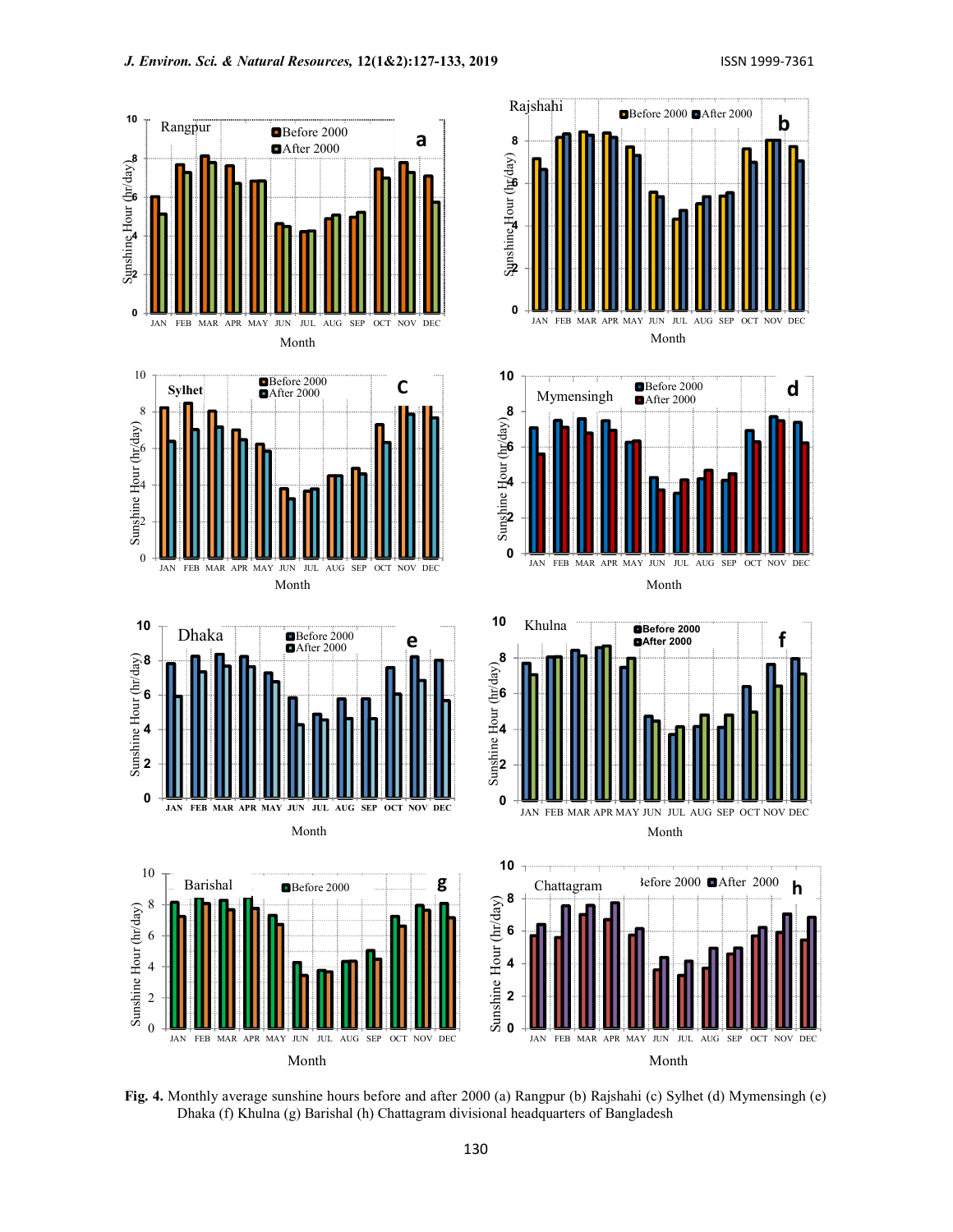**Fig. 4.** Monthly average sunshine hours before and after 2000 (a) Rangpur (b) Rajshahi (c) Sylhet (d) Mymensingh (e) Dhaka (f) Khulna (g) Barishal (h) Chattagram divisional headquarters of Bangladesh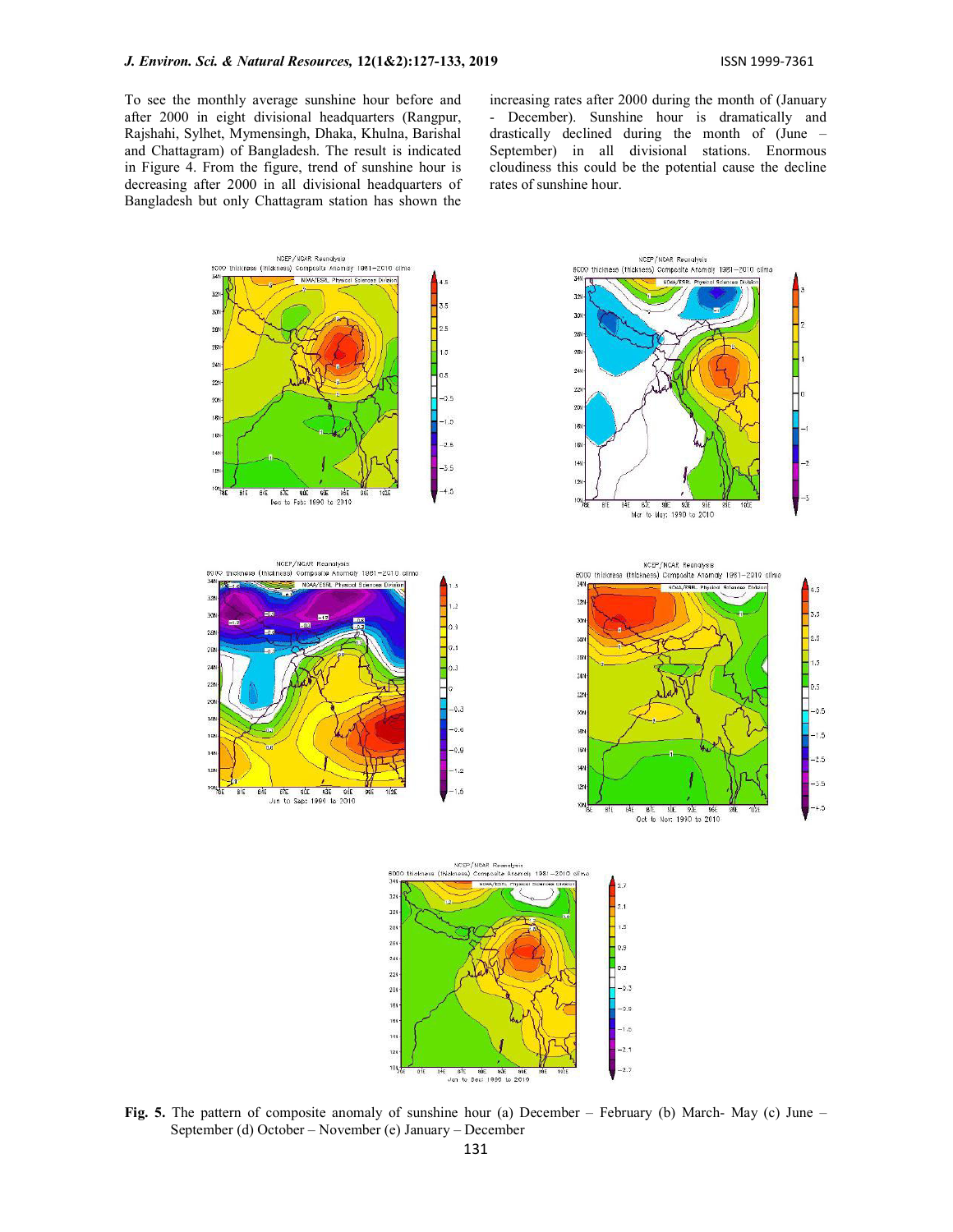To see the monthly average sunshine hour before and after 2000 in eight divisional headquarters (Rangpur, Rajshahi, Sylhet, Mymensingh, Dhaka, Khulna, Barishal and Chattagram) of Bangladesh. The result is indicated in Figure 4. From the figure, trend of sunshine hour is decreasing after 2000 in all divisional headquarters of Bangladesh but only Chattagram station has shown the increasing rates after 2000 during the month of (January - December). Sunshine hour is dramatically and drastically declined during the month of (June – September) in all divisional stations. Enormous cloudiness this could be the potential cause the decline rates of sunshine hour.

**Fig. 5.** The pattern of composite anomaly of sunshine hour (a) December – February (b) March- May (c) June – September (d) October – November (e) January – December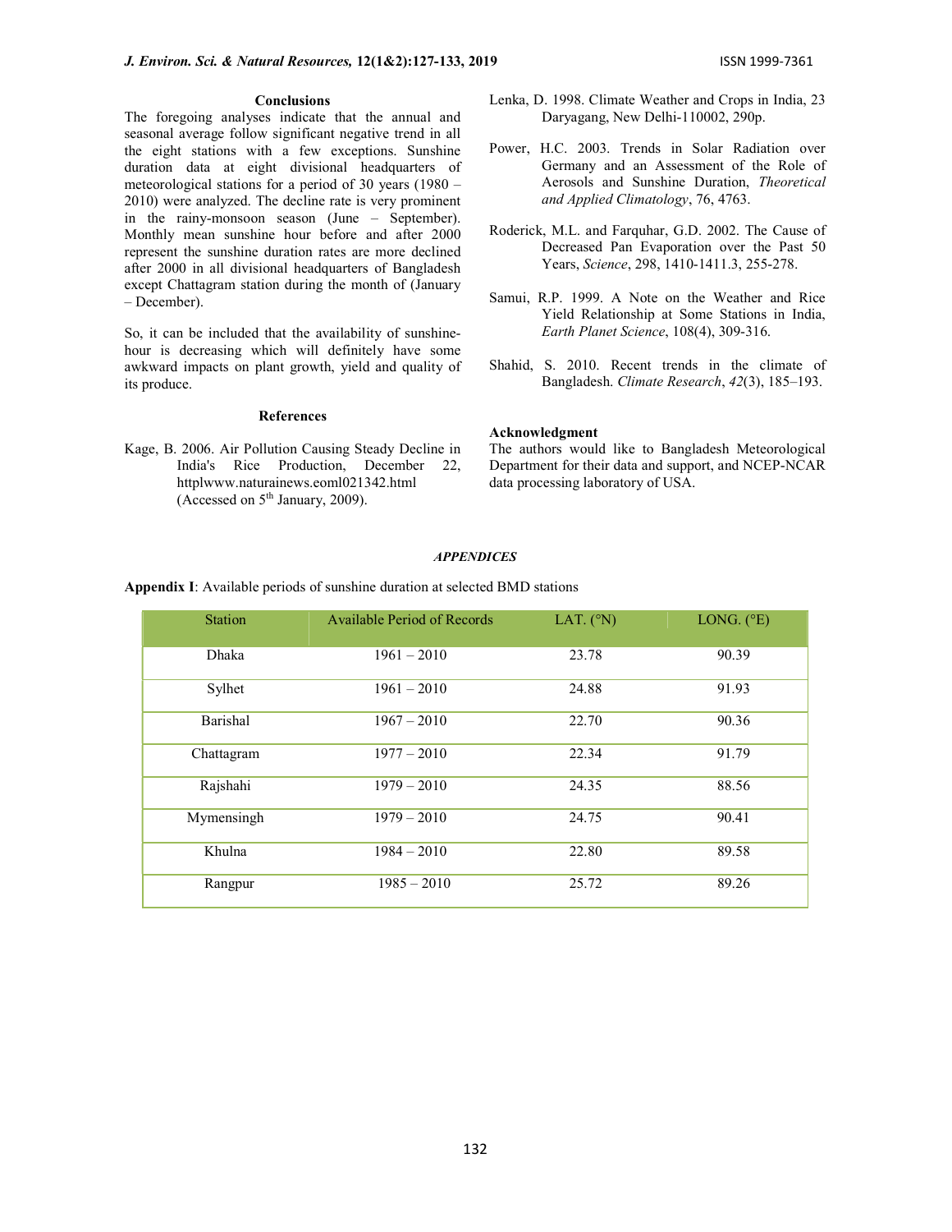## Conclusions

The foregoing analyses indicate that the annual and seasonal average follow significant negative trend in all the eight stations with a few exceptions. Sunshine duration data at eight divisional headquarters of meteorological stations for a period of 30 years (1980 – 2010) were analyzed. The decline rate is very prominent in the rainy-monsoon season (June – September). Monthly mean sunshine hour before and after 2000 represent the sunshine duration rates are more declined after 2000 in all divisional headquarters of Bangladesh except Chattagram station during the month of (January – December).

So, it can be included that the availability of sunshine-hour is decreasing which will definitely have some awkward impacts on plant growth, yield and quality of its produce.

## References

Kage, B. 2006. Air Pollution Causing Steady Decline in India's Rice Production, December 22, httplwww.naturainews.eoml021342.html (Accessed on 5th January, 2009).

Lenka, D. 1998. Climate Weather and Crops in India, 23 Daryaganj, New Delhi-110002, 290p.

Power, H.C. 2003. Trends in Solar Radiation over Germany and an Assessment of the Role of Aerosols and Sunshine Duration, *Theoretical and Applied Climatology*, 76, 4763.

Roderick, M.L. and Farquhar, G.D. 2002. The Cause of Decreased Pan Evaporation over the Past 50 Years, *Science*, 298, 1410-1411.3, 255-278.

Samui, R.P. 1999. A Note on the Weather and Rice Yield Relationship at Some Stations in India, *Earth Planet Science*, 108(4), 309-316.

Shahid, S. 2010. Recent trends in the climate of Bangladesh. *Climate Research*, *42*(3), 185–193.

## Acknowledgment

The authors would like to Bangladesh Meteorological Department for their data and support, and NCEP-NCAR data processing laboratory of USA.

## *APPENDICES*

**Appendix I**: Available periods of sunshine duration at selected BMD stations

| Station | Available Period of Records | LAT. (°N) | LONG. (°E) |
|---|---|---|---|
| Dhaka | 1961 – 2010 | 23.78 | 90.39 |
| Sylhet | 1961 – 2010 | 24.88 | 91.93 |
| Barishal | 1967 – 2010 | 22.70 | 90.36 |
| Chattagram | 1977 – 2010 | 22.34 | 91.79 |
| Rajshahi | 1979 – 2010 | 24.35 | 88.56 |
| Mymensingh | 1979 – 2010 | 24.75 | 90.41 |
| Khulna | 1984 – 2010 | 22.80 | 89.58 |
| Rangpur | 1985 – 2010 | 25.72 | 89.26 |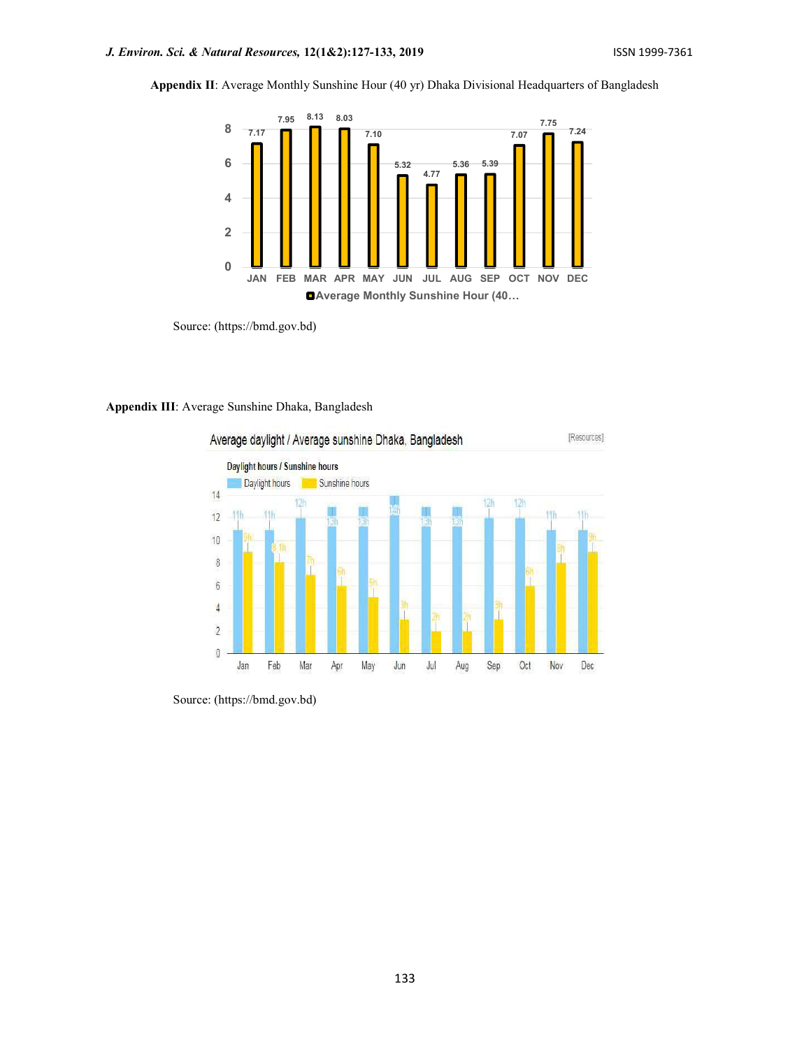**Appendix II**: Average Monthly Sunshine Hour (40 yr) Dhaka Divisional Headquarters of Bangladesh

8
6
4
2
0

7.17 7.95 8.13 8.03 7.10 5.32 4.77 5.36 5.39 7.07 7.75 7.24

JAN FEB MAR APR MAY JUN JUL AUG SEP OCT NOV DEC

Average Monthly Sunshine Hour (40…

Source: (https://bmd.gov.bd)

**Appendix III**: Average Sunshine Dhaka, Bangladesh

Average daylight / Average sunshine Dhaka, Bangladesh

[Resources]

Daylight hours / Sunshine hours

Daylight hours Sunshine hours

14
12
10
8
6
4
2
0

11h 9h 11h 8.1h 12h 7h 13h 6h 13h 5h 14h 3h 13h 2h 13h 2h 12h 3h 12h 6h 11h 8h 11h 9h

Jan Feb Mar Apr May Jun Jul Aug Sep Oct Nov Dec

Source: (https://bmd.gov.bd)